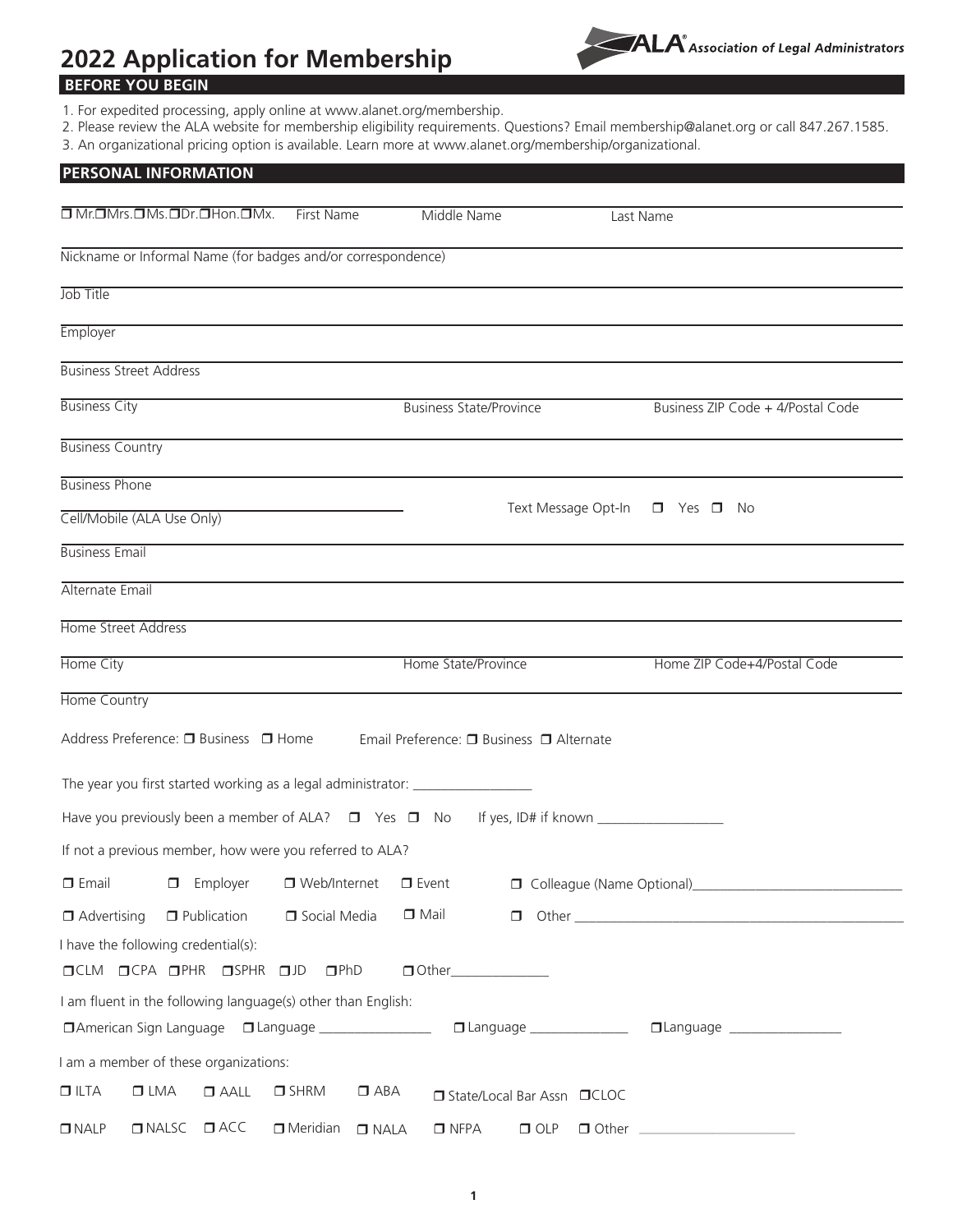# 2022 Application for Membership

ALA® Association of Legal Administrators

## BEFORE YOU BEGIN

1. For expedited processing, apply online at www.alanet.org/membership.
2. Please review the ALA website for membership eligibility requirements. Questions? Email membership@alanet.org or call 847.267.1585.
3. An organizational pricing option is available. Learn more at www.alanet.org/membership/organizational.

## PERSONAL INFORMATION

❒ Mr. ❒ Mrs. ❒ Ms. ❒ Dr. ❒ Hon. ❒ Mx. First Name ______ Middle Name ______ Last Name ______

Nickname or Informal Name (for badges and/or correspondence) ______

Job Title ______

Employer ______

Business Street Address ______

Business City ______ Business State/Province ______ Business ZIP Code + 4/Postal Code ______

Business Country ______

Business Phone ______

Cell/Mobile (ALA Use Only) ______ Text Message Opt-In ❒ Yes ❒ No

Business Email ______

Alternate Email ______

Home Street Address ______

Home City ______ Home State/Province ______ Home ZIP Code+4/Postal Code ______

Home Country ______

Address Preference: ❒ Business ❒ Home Email Preference: ❒ Business ❒ Alternate

The year you first started working as a legal administrator: ________________

Have you previously been a member of ALA? ❒ Yes ❒ No If yes, ID# if known __________________

If not a previous member, how were you referred to ALA?

❒ Email ❒ Employer ❒ Web/Internet ❒ Event ❒ Colleague (Name Optional)______________________________

❒ Advertising ❒ Publication ❒ Social Media ❒ Mail ❒ Other ________________________________________________

I have the following credential(s):

❒ CLM ❒ CPA ❒ PHR ❒ SPHR ❒ JD ❒ PhD ❒ Other______________

I am fluent in the following language(s) other than English:

❒ American Sign Language ❒ Language ________________ ❒ Language ______________ ❒ Language ________________

I am a member of these organizations:

❒ ILTA ❒ LMA ❒ AALL ❒ SHRM ❒ ABA ❒ State/Local Bar Assn ❒ CLOC

❒ NALP ❒ NALSC ❒ ACC ❒ Meridian ❒ NALA ❒ NFPA ❒ OLP ❒ Other ______________________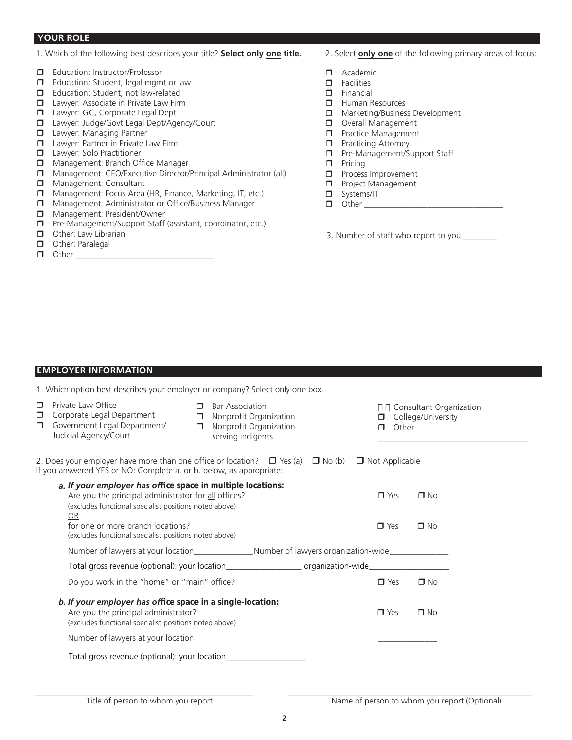## YOUR ROLE

1. Which of the following best describes your title? **Select only one title.**

- ❒ Education: Instructor/Professor
- ❒ Education: Student, legal mgmt or law
- ❒ Education: Student, not law-related
- ❒ Lawyer: Associate in Private Law Firm
- ❒ Lawyer: GC, Corporate Legal Dept
- ❒ Lawyer: Judge/Govt Legal Dept/Agency/Court
- ❒ Lawyer: Managing Partner
- ❒ Lawyer: Partner in Private Law Firm
- ❒ Lawyer: Solo Practitioner
- ❒ Management: Branch Office Manager
- ❒ Management: CEO/Executive Director/Principal Administrator (all)
- ❒ Management: Consultant
- ❒ Management: Focus Area (HR, Finance, Marketing, IT, etc.)
- ❒ Management: Administrator or Office/Business Manager
- ❒ Management: President/Owner
- ❒ Pre-Management/Support Staff (assistant, coordinator, etc.)
- ❒ Other: Law Librarian
- ❒ Other: Paralegal
- ❒ Other ________________________________

2. Select **only one** of the following primary areas of focus:

- ❒ Academic
- ❒ Facilities
- ❒ Financial
- ❒ Human Resources
- ❒ Marketing/Business Development
- ❒ Overall Management
- ❒ Practice Management
- ❒ Practicing Attorney
- ❒ Pre-Management/Support Staff
- ❒ Pricing
- ❒ Process Improvement
- ❒ Project Management
- ❒ Systems/IT
- ❒ Other ________________________________

3. Number of staff who report to you ________

## EMPLOYER INFORMATION

1. Which option best describes your employer or company? Select only one box.

- ❒ Private Law Office
- ❒ Corporate Legal Department
- ❒ Government Legal Department/ Judicial Agency/Court
- ❒ Bar Association
- ❒ Nonprofit Organization
- ❒ Nonprofit Organization serving indigents
- ❒ Consultant Organization
- ❒ College/University
- ❒ Other ________________________________

2. Does your employer have more than one office or location? ❒ Yes (a) ❒ No (b) ❒ Not Applicable
If you answered YES or NO: Complete a. or b. below, as appropriate:

***a. If your employer has office space in multiple locations:***

Are you the principal administrator for all offices? ❒ Yes ❒ No
(excludes functional specialist positions noted above)
OR
for one or more branch locations? ❒ Yes ❒ No
(excludes functional specialist positions noted above)

Number of lawyers at your location______________Number of lawyers organization-wide______________

Total gross revenue (optional): your location__________________ organization-wide___________________

Do you work in the "home" or "main" office? ❒ Yes ❒ No

***b. If your employer has office space in a single-location:***

Are you the principal administrator? ❒ Yes ❒ No
(excludes functional specialist positions noted above)

Number of lawyers at your location ______________

Total gross revenue (optional): your location___________________

__________________________________________
Title of person to whom you report

__________________________________________
Name of person to whom you report (Optional)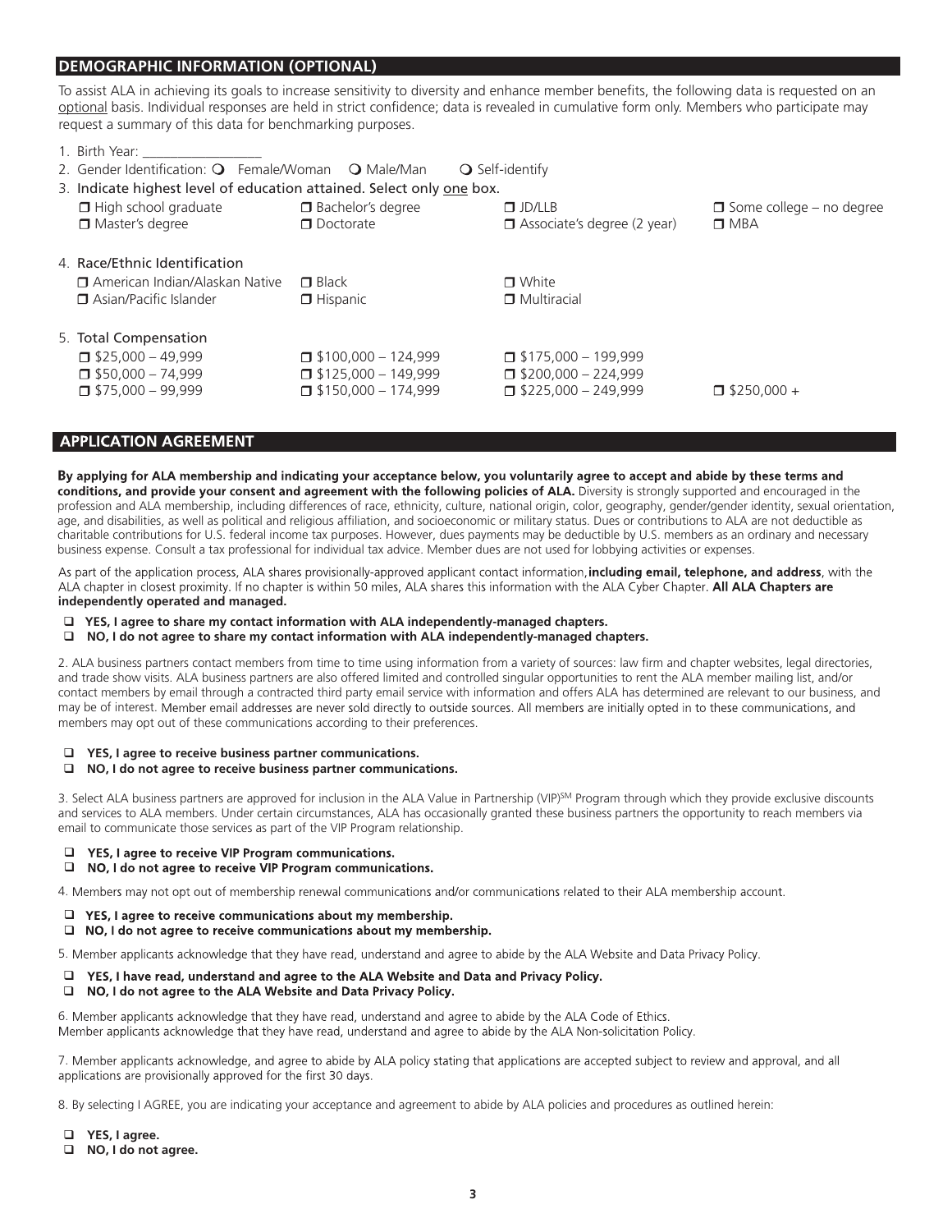## DEMOGRAPHIC INFORMATION (OPTIONAL)

To assist ALA in achieving its goals to increase sensitivity to diversity and enhance member benefits, the following data is requested on an optional basis. Individual responses are held in strict confidence; data is revealed in cumulative form only. Members who participate may request a summary of this data for benchmarking purposes.

1. Birth Year: _________________
2. Gender Identification: ❍ Female/Woman ❍ Male/Man ❍ Self-identify
3. Indicate highest level of education attained. Select only one box.
   - ☐ High school graduate
   - ☐ Bachelor's degree
   - ☐ JD/LLB
   - ☐ Some college – no degree
   - ☐ Master's degree
   - ☐ Doctorate
   - ☐ Associate's degree (2 year)
   - ☐ MBA
4. Race/Ethnic Identification
   - ☐ American Indian/Alaskan Native
   - ☐ Black
   - ☐ White
   - ☐ Asian/Pacific Islander
   - ☐ Hispanic
   - ☐ Multiracial
5. Total Compensation
   - ☐ $25,000 – 49,999
   - ☐ $50,000 – 74,999
   - ☐ $75,000 – 99,999
   - ☐ $100,000 – 124,999
   - ☐ $125,000 – 149,999
   - ☐ $150,000 – 174,999
   - ☐ $175,000 – 199,999
   - ☐ $200,000 – 224,999
   - ☐ $225,000 – 249,999
   - ☐ $250,000 +

## APPLICATION AGREEMENT

**By applying for ALA membership and indicating your acceptance below, you voluntarily agree to accept and abide by these terms and conditions, and provide your consent and agreement with the following policies of ALA.** Diversity is strongly supported and encouraged in the profession and ALA membership, including differences of race, ethnicity, culture, national origin, color, geography, gender/gender identity, sexual orientation, age, and disabilities, as well as political and religious affiliation, and socioeconomic or military status. Dues or contributions to ALA are not deductible as charitable contributions for U.S. federal income tax purposes. However, dues payments may be deductible by U.S. members as an ordinary and necessary business expense. Consult a tax professional for individual tax advice. Member dues are not used for lobbying activities or expenses.

As part of the application process, ALA shares provisionally-approved applicant contact information, **including email, telephone, and address**, with the ALA chapter in closest proximity. If no chapter is within 50 miles, ALA shares this information with the ALA Cyber Chapter. **All ALA Chapters are independently operated and managed.**

- ☐ **YES, I agree to share my contact information with ALA independently-managed chapters.**
- ☐ **NO, I do not agree to share my contact information with ALA independently-managed chapters.**

2. ALA business partners contact members from time to time using information from a variety of sources: law firm and chapter websites, legal directories, and trade show visits. ALA business partners are also offered limited and controlled singular opportunities to rent the ALA member mailing list, and/or contact members by email through a contracted third party email service with information and offers ALA has determined are relevant to our business, and may be of interest. Member email addresses are never sold directly to outside sources. All members are initially opted in to these communications, and members may opt out of these communications according to their preferences.

- ☐ **YES, I agree to receive business partner communications.**
- ☐ **NO, I do not agree to receive business partner communications.**

3. Select ALA business partners are approved for inclusion in the ALA Value in Partnership (VIP)SM Program through which they provide exclusive discounts and services to ALA members. Under certain circumstances, ALA has occasionally granted these business partners the opportunity to reach members via email to communicate those services as part of the VIP Program relationship.

- ☐ **YES, I agree to receive VIP Program communications.**
- ☐ **NO, I do not agree to receive VIP Program communications.**

4. Members may not opt out of membership renewal communications and/or communications related to their ALA membership account.

- ☐ **YES, I agree to receive communications about my membership.**
- ☐ **NO, I do not agree to receive communications about my membership.**

5. Member applicants acknowledge that they have read, understand and agree to abide by the ALA Website and Data Privacy Policy.

- ☐ **YES, I have read, understand and agree to the ALA Website and Data and Privacy Policy.**
- ☐ **NO, I do not agree to the ALA Website and Data Privacy Policy.**

6. Member applicants acknowledge that they have read, understand and agree to abide by the ALA Code of Ethics.
Member applicants acknowledge that they have read, understand and agree to abide by the ALA Non-solicitation Policy.

7. Member applicants acknowledge, and agree to abide by ALA policy stating that applications are accepted subject to review and approval, and all applications are provisionally approved for the first 30 days.

8. By selecting I AGREE, you are indicating your acceptance and agreement to abide by ALA policies and procedures as outlined herein:

- ☐ **YES, I agree.**
- ☐ **NO, I do not agree.**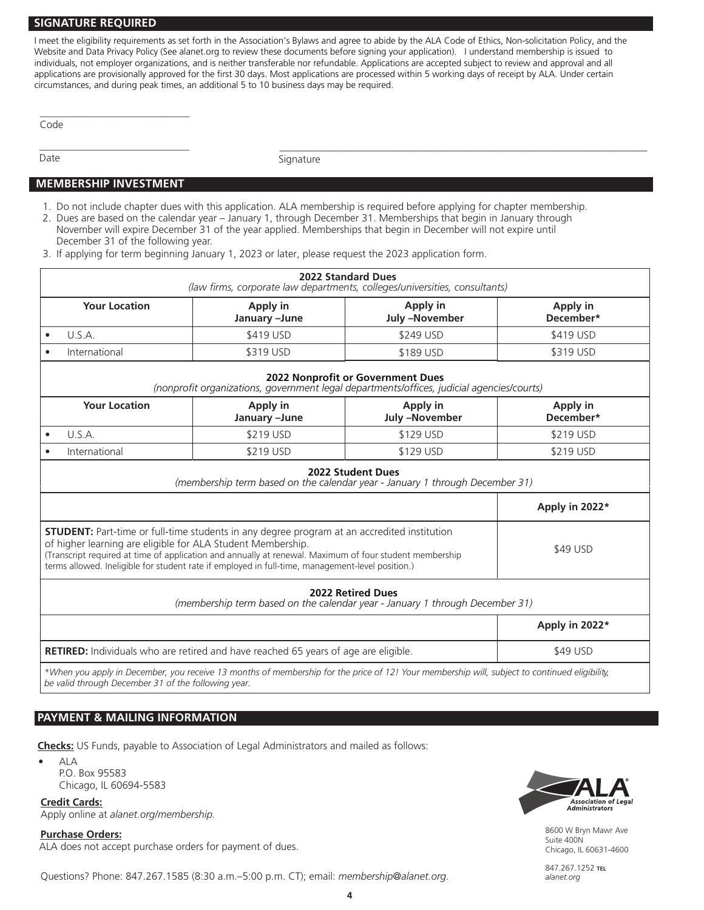## SIGNATURE REQUIRED

I meet the eligibility requirements as set forth in the Association's Bylaws and agree to abide by the ALA Code of Ethics, Non-solicitation Policy, and the Website and Data Privacy Policy (See alanet.org to review these documents before signing your application). I understand membership is issued to individuals, not employer organizations, and is neither transferable nor refundable. Applications are accepted subject to review and approval and all applications are provisionally approved for the first 30 days. Most applications are processed within 5 working days of receipt by ALA. Under certain circumstances, and during peak times, an additional 5 to 10 business days may be required.

______________________________
Code

______________________________
Date

______________________________
Signature

## MEMBERSHIP INVESTMENT

1. Do not include chapter dues with this application. ALA membership is required before applying for chapter membership.
2. Dues are based on the calendar year – January 1, through December 31. Memberships that begin in January through November will expire December 31 of the year applied. Memberships that begin in December will not expire until December 31 of the following year.
3. If applying for term beginning January 1, 2023 or later, please request the 2023 application form.

| **2022 Standard Dues** *(law firms, corporate law departments, colleges/universities, consultants)* | | | |
|---|---|---|---|
| **Your Location** | **Apply in January –June** | **Apply in July –November** | **Apply in December*** |
| • U.S.A. | $419 USD | $249 USD | $419 USD |
| • International | $319 USD | $189 USD | $319 USD |

| **2022 Nonprofit or Government Dues** *(nonprofit organizations, government legal departments/offices, judicial agencies/courts)* | | | |
|---|---|---|---|
| **Your Location** | **Apply in January –June** | **Apply in July –November** | **Apply in December*** |
| • U.S.A. | $219 USD | $129 USD | $219 USD |
| • International | $219 USD | $129 USD | $219 USD |

| **2022 Student Dues** *(membership term based on the calendar year - January 1 through December 31)* | |
|---|---|
| | **Apply in 2022*** |
| **STUDENT:** Part-time or full-time students in any degree program at an accredited institution of higher learning are eligible for ALA Student Membership. (Transcript required at time of application and annually at renewal. Maximum of four student membership terms allowed. Ineligible for student rate if employed in full-time, management-level position.) | $49 USD |

| **2022 Retired Dues** *(membership term based on the calendar year - January 1 through December 31)* | |
|---|---|
| | **Apply in 2022*** |
| **RETIRED:** Individuals who are retired and have reached 65 years of age are eligible. | $49 USD |

*\*When you apply in December, you receive 13 months of membership for the price of 12! Your membership will, subject to continued eligibility, be valid through December 31 of the following year.*

## PAYMENT & MAILING INFORMATION

**Checks:** US Funds, payable to Association of Legal Administrators and mailed as follows:

- ALA
  P.O. Box 95583
  Chicago, IL 60694-5583

**Credit Cards:**
Apply online at *alanet.org/membership.*

**Purchase Orders:**
ALA does not accept purchase orders for payment of dues.

Questions? Phone: 847.267.1585 (8:30 a.m.–5:00 p.m. CT); email: *membership@alanet.org.*

ALA Association of Legal Administrators

8600 W Bryn Mawr Ave
Suite 400N
Chicago, IL 60631-4600

847.267.1252 TEL
*alanet.org*